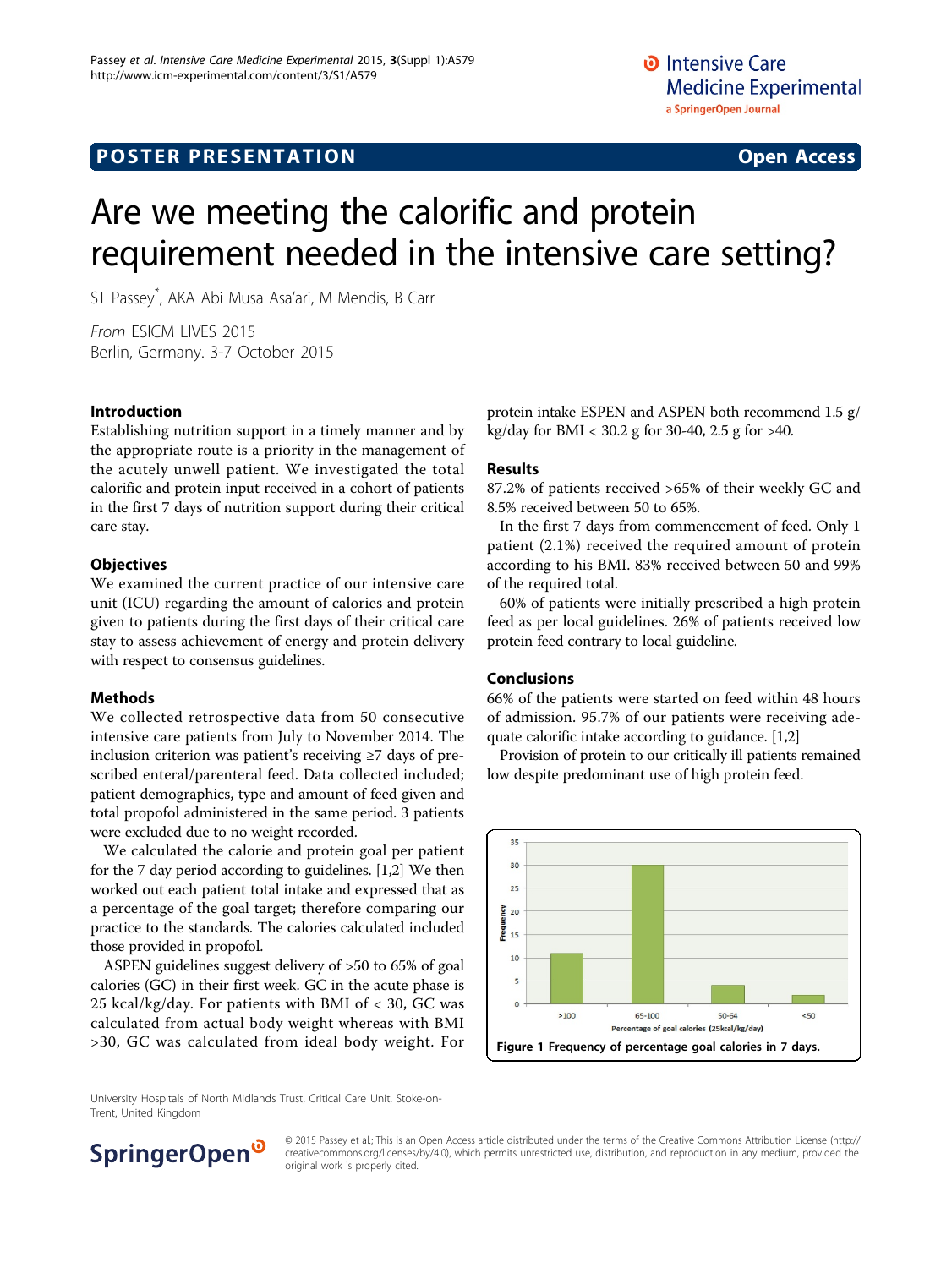POSTER PRESENTATION Open Access

# Are we meeting the calorific and protein requirement needed in the intensive care setting?

ST Passey*, AKA Abi Musa Asa'ari, M Mendis, B Carr

*From* ESICM LIVES 2015
Berlin, Germany. 3-7 October 2015

## Introduction

Establishing nutrition support in a timely manner and by the appropriate route is a priority in the management of the acutely unwell patient. We investigated the total calorific and protein input received in a cohort of patients in the first 7 days of nutrition support during their critical care stay.

## Objectives

We examined the current practice of our intensive care unit (ICU) regarding the amount of calories and protein given to patients during the first days of their critical care stay to assess achievement of energy and protein delivery with respect to consensus guidelines.

## Methods

We collected retrospective data from 50 consecutive intensive care patients from July to November 2014. The inclusion criterion was patient's receiving ≥7 days of prescribed enteral/parenteral feed. Data collected included; patient demographics, type and amount of feed given and total propofol administered in the same period. 3 patients were excluded due to no weight recorded.

We calculated the calorie and protein goal per patient for the 7 day period according to guidelines. [1,2] We then worked out each patient total intake and expressed that as a percentage of the goal target; therefore comparing our practice to the standards. The calories calculated included those provided in propofol.

ASPEN guidelines suggest delivery of >50 to 65% of goal calories (GC) in their first week. GC in the acute phase is 25 kcal/kg/day. For patients with BMI of < 30, GC was calculated from actual body weight whereas with BMI >30, GC was calculated from ideal body weight. For protein intake ESPEN and ASPEN both recommend 1.5 g/kg/day for BMI < 30.2 g for 30-40, 2.5 g for >40.

## Results

87.2% of patients received >65% of their weekly GC and 8.5% received between 50 to 65%.

In the first 7 days from commencement of feed. Only 1 patient (2.1%) received the required amount of protein according to his BMI. 83% received between 50 and 99% of the required total.

60% of patients were initially prescribed a high protein feed as per local guidelines. 26% of patients received low protein feed contrary to local guideline.

## Conclusions

66% of the patients were started on feed within 48 hours of admission. 95.7% of our patients were receiving adequate calorific intake according to guidance. [1,2]

Provision of protein to our critically ill patients remained low despite predominant use of high protein feed.

**Figure 1 Frequency of percentage goal calories in 7 days.**

University Hospitals of North Midlands Trust, Critical Care Unit, Stoke-on-Trent, United Kingdom

© 2015 Passey et al.; This is an Open Access article distributed under the terms of the Creative Commons Attribution License (http://creativecommons.org/licenses/by/4.0), which permits unrestricted use, distribution, and reproduction in any medium, provided the original work is properly cited.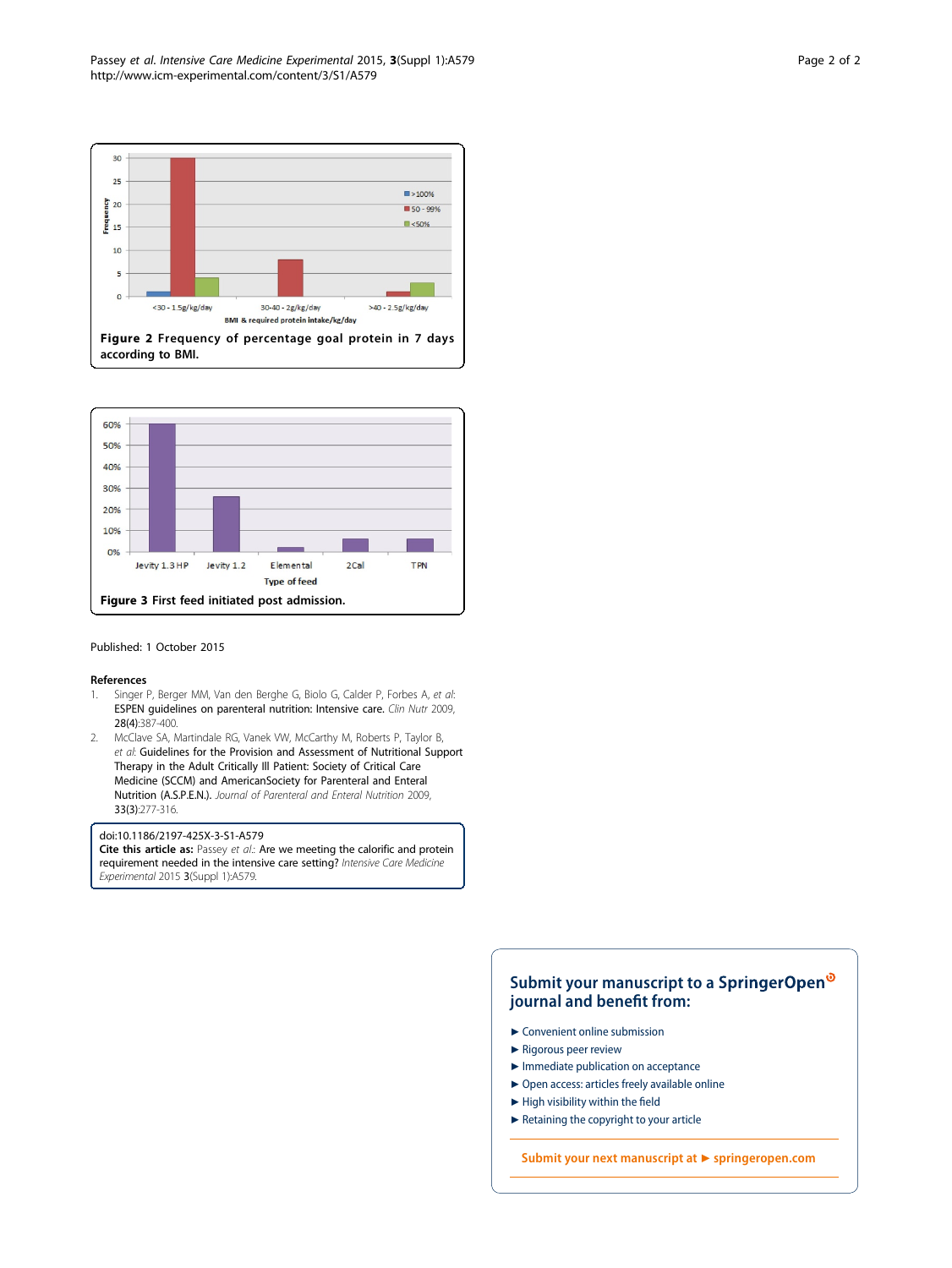30
25
20
15
10
5
0

Frequency

>100%
50 - 99%
<50%

<30 - 1.5g/kg/day
30-40 - 2g/kg/day
>40 - 2.5g/kg/day

BMI & required protein intake/kg/day

**Figure 2** Frequency of percentage goal protein in 7 days according to BMI.

60%
50%
40%
30%
20%
10%
0%

Jevity 1.3 HP
Jevity 1.2
Elemental
2Cal
TPN

Type of feed

**Figure 3** First feed initiated post admission.

Published: 1 October 2015

## References

1. Singer P, Berger MM, Van den Berghe G, Biolo G, Calder P, Forbes A, *et al*: ESPEN guidelines on parenteral nutrition: Intensive care. *Clin Nutr* 2009, **28(4)**:387-400.
2. McClave SA, Martindale RG, Vanek VW, McCarthy M, Roberts P, Taylor B, *et al*: Guidelines for the Provision and Assessment of Nutritional Support Therapy in the Adult Critically Ill Patient: Society of Critical Care Medicine (SCCM) and AmericanSociety for Parenteral and Enteral Nutrition (A.S.P.E.N.). *Journal of Parenteral and Enteral Nutrition* 2009, **33(3)**:277-316.

doi:10.1186/2197-425X-3-S1-A579
**Cite this article as:** Passey *et al.*: Are we meeting the calorific and protein requirement needed in the intensive care setting? *Intensive Care Medicine Experimental* 2015 **3**(Suppl 1):A579.